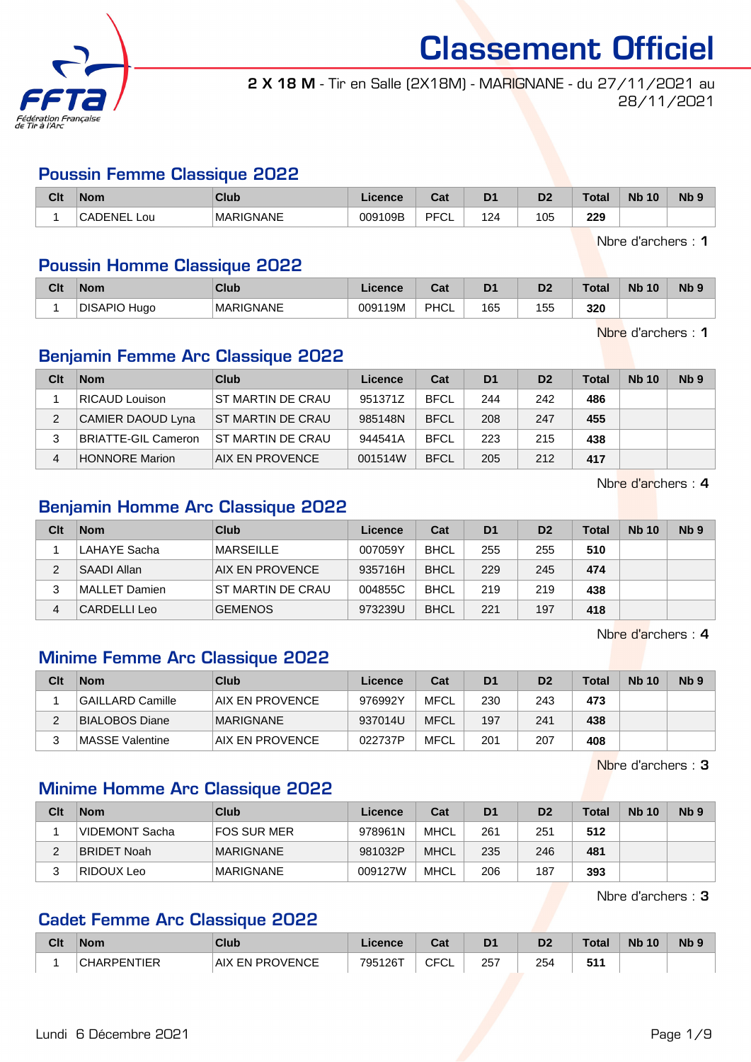# Classement Officiel

**2 X 18 M** - Tir en Salle (2X18M) - MARIGNANE - du 27/11/2021 au 28/11/2021

## Poussin Femme Classique 2022

| Clt | Nom | Club | Licence | Cat | D1 | D2 | Total | Nb 10 | Nb 9 |
|---|---|---|---|---|---|---|---|---|---|
| 1 | CADENEL Lou | MARIGNANE | 009109B | PFCL | 124 | 105 | **229** | | |

Nbre d'archers : **1**

## Poussin Homme Classique 2022

| Clt | Nom | Club | Licence | Cat | D1 | D2 | Total | Nb 10 | Nb 9 |
|---|---|---|---|---|---|---|---|---|---|
| 1 | DISAPIO Hugo | MARIGNANE | 009119M | PHCL | 165 | 155 | **320** | | |

Nbre d'archers : **1**

## Benjamin Femme Arc Classique 2022

| Clt | Nom | Club | Licence | Cat | D1 | D2 | Total | Nb 10 | Nb 9 |
|---|---|---|---|---|---|---|---|---|---|
| 1 | RICAUD Louison | ST MARTIN DE CRAU | 951371Z | BFCL | 244 | 242 | **486** | | |
| 2 | CAMIER DAOUD Lyna | ST MARTIN DE CRAU | 985148N | BFCL | 208 | 247 | **455** | | |
| 3 | BRIATTE-GIL Cameron | ST MARTIN DE CRAU | 944541A | BFCL | 223 | 215 | **438** | | |
| 4 | HONNORE Marion | AIX EN PROVENCE | 001514W | BFCL | 205 | 212 | **417** | | |

Nbre d'archers : **4**

## Benjamin Homme Arc Classique 2022

| Clt | Nom | Club | Licence | Cat | D1 | D2 | Total | Nb 10 | Nb 9 |
|---|---|---|---|---|---|---|---|---|---|
| 1 | LAHAYE Sacha | MARSEILLE | 007059Y | BHCL | 255 | 255 | **510** | | |
| 2 | SAADI Allan | AIX EN PROVENCE | 935716H | BHCL | 229 | 245 | **474** | | |
| 3 | MALLET Damien | ST MARTIN DE CRAU | 004855C | BHCL | 219 | 219 | **438** | | |
| 4 | CARDELLI Leo | GEMENOS | 973239U | BHCL | 221 | 197 | **418** | | |

Nbre d'archers : **4**

## Minime Femme Arc Classique 2022

| Clt | Nom | Club | Licence | Cat | D1 | D2 | Total | Nb 10 | Nb 9 |
|---|---|---|---|---|---|---|---|---|---|
| 1 | GAILLARD Camille | AIX EN PROVENCE | 976992Y | MFCL | 230 | 243 | **473** | | |
| 2 | BIALOBOS Diane | MARIGNANE | 937014U | MFCL | 197 | 241 | **438** | | |
| 3 | MASSE Valentine | AIX EN PROVENCE | 022737P | MFCL | 201 | 207 | **408** | | |

Nbre d'archers : **3**

## Minime Homme Arc Classique 2022

| Clt | Nom | Club | Licence | Cat | D1 | D2 | Total | Nb 10 | Nb 9 |
|---|---|---|---|---|---|---|---|---|---|
| 1 | VIDEMONT Sacha | FOS SUR MER | 978961N | MHCL | 261 | 251 | **512** | | |
| 2 | BRIDET Noah | MARIGNANE | 981032P | MHCL | 235 | 246 | **481** | | |
| 3 | RIDOUX Leo | MARIGNANE | 009127W | MHCL | 206 | 187 | **393** | | |

Nbre d'archers : **3**

## Cadet Femme Arc Classique 2022

| Clt | Nom | Club | Licence | Cat | D1 | D2 | Total | Nb 10 | Nb 9 |
|---|---|---|---|---|---|---|---|---|---|
| 1 | CHARPENTIER | AIX EN PROVENCE | 795126T | CFCL | 257 | 254 | **511** | | |

Lundi 6 Décembre 2021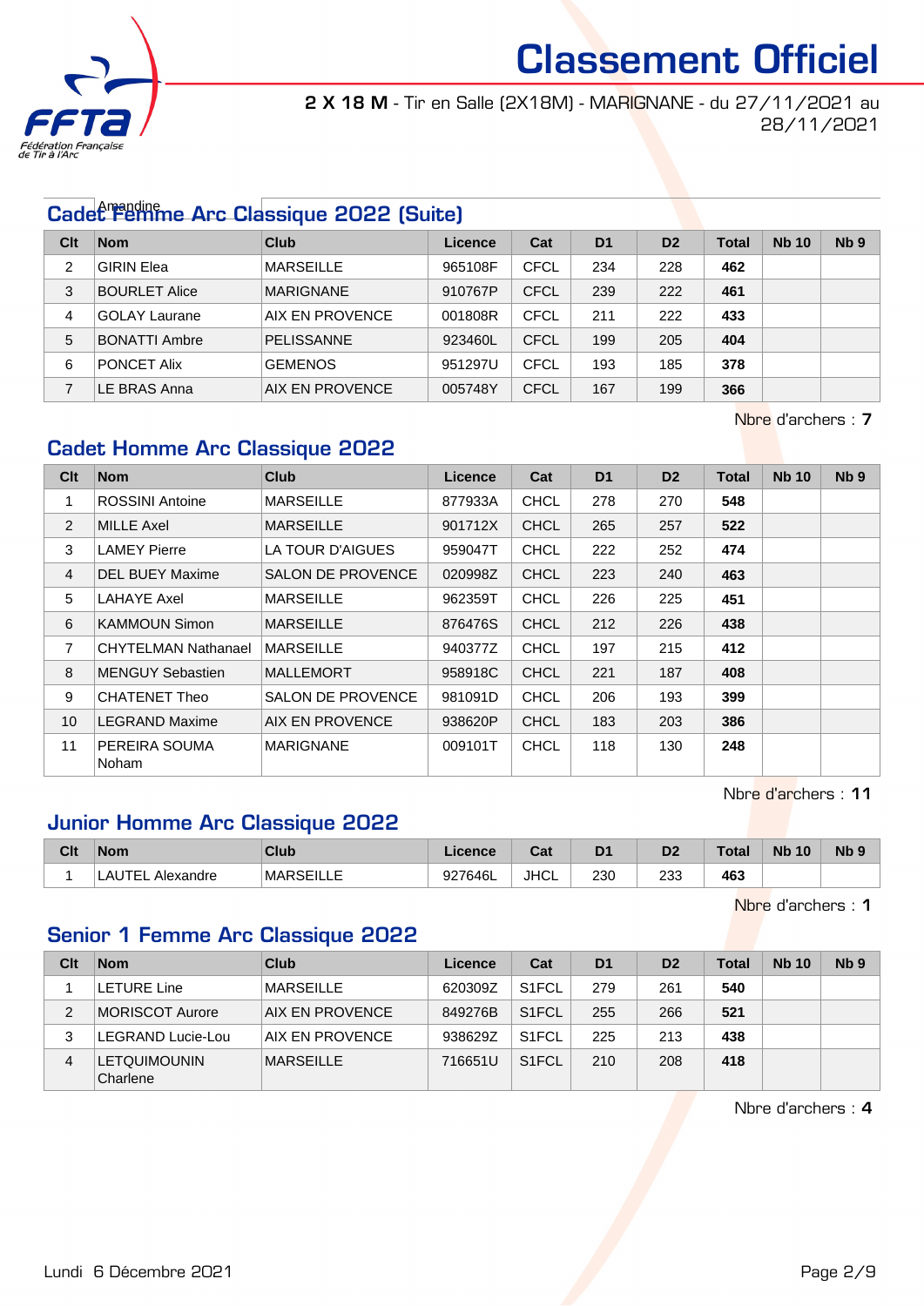# Classement Officiel

**2 X 18 M** - Tir en Salle (2X18M) - MARIGNANE - du 27/11/2021 au 28/11/2021

## Cadet Femme Arc Classique 2022 (Suite)

Amandine

| Clt | Nom | Club | Licence | Cat | D1 | D2 | Total | Nb 10 | Nb 9 |
|---|---|---|---|---|---|---|---|---|---|
| 2 | GIRIN Elea | MARSEILLE | 965108F | CFCL | 234 | 228 | **462** | | |
| 3 | BOURLET Alice | MARIGNANE | 910767P | CFCL | 239 | 222 | **461** | | |
| 4 | GOLAY Laurane | AIX EN PROVENCE | 001808R | CFCL | 211 | 222 | **433** | | |
| 5 | BONATTI Ambre | PELISSANNE | 923460L | CFCL | 199 | 205 | **404** | | |
| 6 | PONCET Alix | GEMENOS | 951297U | CFCL | 193 | 185 | **378** | | |
| 7 | LE BRAS Anna | AIX EN PROVENCE | 005748Y | CFCL | 167 | 199 | **366** | | |

Nbre d'archers : **7**

## Cadet Homme Arc Classique 2022

| Clt | Nom | Club | Licence | Cat | D1 | D2 | Total | Nb 10 | Nb 9 |
|---|---|---|---|---|---|---|---|---|---|
| 1 | ROSSINI Antoine | MARSEILLE | 877933A | CHCL | 278 | 270 | **548** | | |
| 2 | MILLE Axel | MARSEILLE | 901712X | CHCL | 265 | 257 | **522** | | |
| 3 | LAMEY Pierre | LA TOUR D'AIGUES | 959047T | CHCL | 222 | 252 | **474** | | |
| 4 | DEL BUEY Maxime | SALON DE PROVENCE | 020998Z | CHCL | 223 | 240 | **463** | | |
| 5 | LAHAYE Axel | MARSEILLE | 962359T | CHCL | 226 | 225 | **451** | | |
| 6 | KAMMOUN Simon | MARSEILLE | 876476S | CHCL | 212 | 226 | **438** | | |
| 7 | CHYTELMAN Nathanael | MARSEILLE | 940377Z | CHCL | 197 | 215 | **412** | | |
| 8 | MENGUY Sebastien | MALLEMORT | 958918C | CHCL | 221 | 187 | **408** | | |
| 9 | CHATENET Theo | SALON DE PROVENCE | 981091D | CHCL | 206 | 193 | **399** | | |
| 10 | LEGRAND Maxime | AIX EN PROVENCE | 938620P | CHCL | 183 | 203 | **386** | | |
| 11 | PEREIRA SOUMA Noham | MARIGNANE | 009101T | CHCL | 118 | 130 | **248** | | |

Nbre d'archers : **11**

## Junior Homme Arc Classique 2022

| Clt | Nom | Club | Licence | Cat | D1 | D2 | Total | Nb 10 | Nb 9 |
|---|---|---|---|---|---|---|---|---|---|
| 1 | LAUTEL Alexandre | MARSEILLE | 927646L | JHCL | 230 | 233 | **463** | | |

Nbre d'archers : **1**

## Senior 1 Femme Arc Classique 2022

| Clt | Nom | Club | Licence | Cat | D1 | D2 | Total | Nb 10 | Nb 9 |
|---|---|---|---|---|---|---|---|---|---|
| 1 | LETURE Line | MARSEILLE | 620309Z | S1FCL | 279 | 261 | **540** | | |
| 2 | MORISCOT Aurore | AIX EN PROVENCE | 849276B | S1FCL | 255 | 266 | **521** | | |
| 3 | LEGRAND Lucie-Lou | AIX EN PROVENCE | 938629Z | S1FCL | 225 | 213 | **438** | | |
| 4 | LETQUIMOUNIN Charlene | MARSEILLE | 716651U | S1FCL | 210 | 208 | **418** | | |

Nbre d'archers : **4**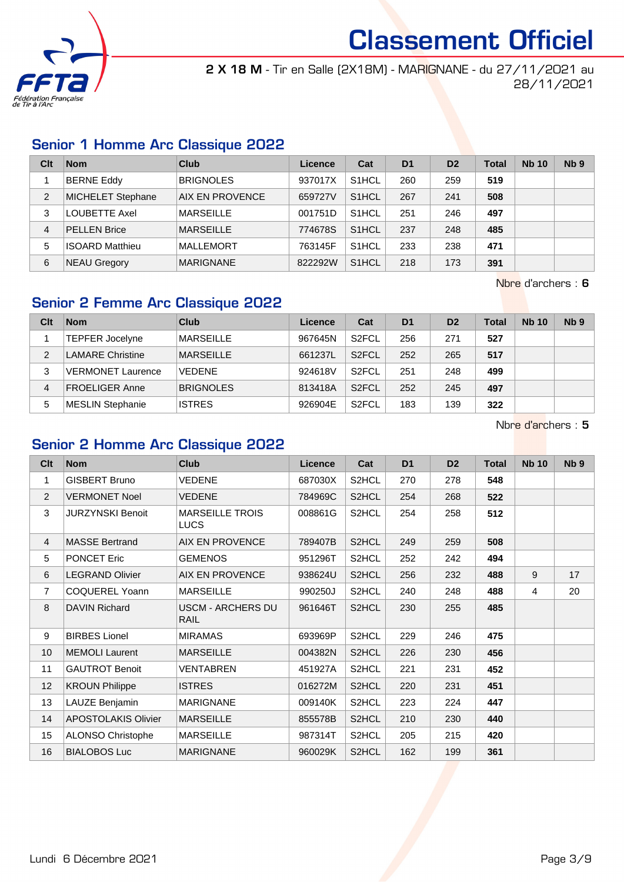# Classement Officiel

**2 X 18 M** - Tir en Salle (2X18M) - MARIGNANE - du 27/11/2021 au 28/11/2021

## Senior 1 Homme Arc Classique 2022

| Clt | Nom | Club | Licence | Cat | D1 | D2 | Total | Nb 10 | Nb 9 |
|---|---|---|---|---|---|---|---|---|---|
| 1 | BERNE Eddy | BRIGNOLES | 937017X | S1HCL | 260 | 259 | **519** | | |
| 2 | MICHELET Stephane | AIX EN PROVENCE | 659727V | S1HCL | 267 | 241 | **508** | | |
| 3 | LOUBETTE Axel | MARSEILLE | 001751D | S1HCL | 251 | 246 | **497** | | |
| 4 | PELLEN Brice | MARSEILLE | 774678S | S1HCL | 237 | 248 | **485** | | |
| 5 | ISOARD Matthieu | MALLEMORT | 763145F | S1HCL | 233 | 238 | **471** | | |
| 6 | NEAU Gregory | MARIGNANE | 822292W | S1HCL | 218 | 173 | **391** | | |

Nbre d'archers : **6**

## Senior 2 Femme Arc Classique 2022

| Clt | Nom | Club | Licence | Cat | D1 | D2 | Total | Nb 10 | Nb 9 |
|---|---|---|---|---|---|---|---|---|---|
| 1 | TEPFER Jocelyne | MARSEILLE | 967645N | S2FCL | 256 | 271 | **527** | | |
| 2 | LAMARE Christine | MARSEILLE | 661237L | S2FCL | 252 | 265 | **517** | | |
| 3 | VERMONET Laurence | VEDENE | 924618V | S2FCL | 251 | 248 | **499** | | |
| 4 | FROELIGER Anne | BRIGNOLES | 813418A | S2FCL | 252 | 245 | **497** | | |
| 5 | MESLIN Stephanie | ISTRES | 926904E | S2FCL | 183 | 139 | **322** | | |

Nbre d'archers : **5**

## Senior 2 Homme Arc Classique 2022

| Clt | Nom | Club | Licence | Cat | D1 | D2 | Total | Nb 10 | Nb 9 |
|---|---|---|---|---|---|---|---|---|---|
| 1 | GISBERT Bruno | VEDENE | 687030X | S2HCL | 270 | 278 | **548** | | |
| 2 | VERMONET Noel | VEDENE | 784969C | S2HCL | 254 | 268 | **522** | | |
| 3 | JURZYNSKI Benoit | MARSEILLE TROIS LUCS | 008861G | S2HCL | 254 | 258 | **512** | | |
| 4 | MASSE Bertrand | AIX EN PROVENCE | 789407B | S2HCL | 249 | 259 | **508** | | |
| 5 | PONCET Eric | GEMENOS | 951296T | S2HCL | 252 | 242 | **494** | | |
| 6 | LEGRAND Olivier | AIX EN PROVENCE | 938624U | S2HCL | 256 | 232 | **488** | 9 | 17 |
| 7 | COQUEREL Yoann | MARSEILLE | 990250J | S2HCL | 240 | 248 | **488** | 4 | 20 |
| 8 | DAVIN Richard | USCM - ARCHERS DU RAIL | 961646T | S2HCL | 230 | 255 | **485** | | |
| 9 | BIRBES Lionel | MIRAMAS | 693969P | S2HCL | 229 | 246 | **475** | | |
| 10 | MEMOLI Laurent | MARSEILLE | 004382N | S2HCL | 226 | 230 | **456** | | |
| 11 | GAUTROT Benoit | VENTABREN | 451927A | S2HCL | 221 | 231 | **452** | | |
| 12 | KROUN Philippe | ISTRES | 016272M | S2HCL | 220 | 231 | **451** | | |
| 13 | LAUZE Benjamin | MARIGNANE | 009140K | S2HCL | 223 | 224 | **447** | | |
| 14 | APOSTOLAKIS Olivier | MARSEILLE | 855578B | S2HCL | 210 | 230 | **440** | | |
| 15 | ALONSO Christophe | MARSEILLE | 987314T | S2HCL | 205 | 215 | **420** | | |
| 16 | BIALOBOS Luc | MARIGNANE | 960029K | S2HCL | 162 | 199 | **361** | | |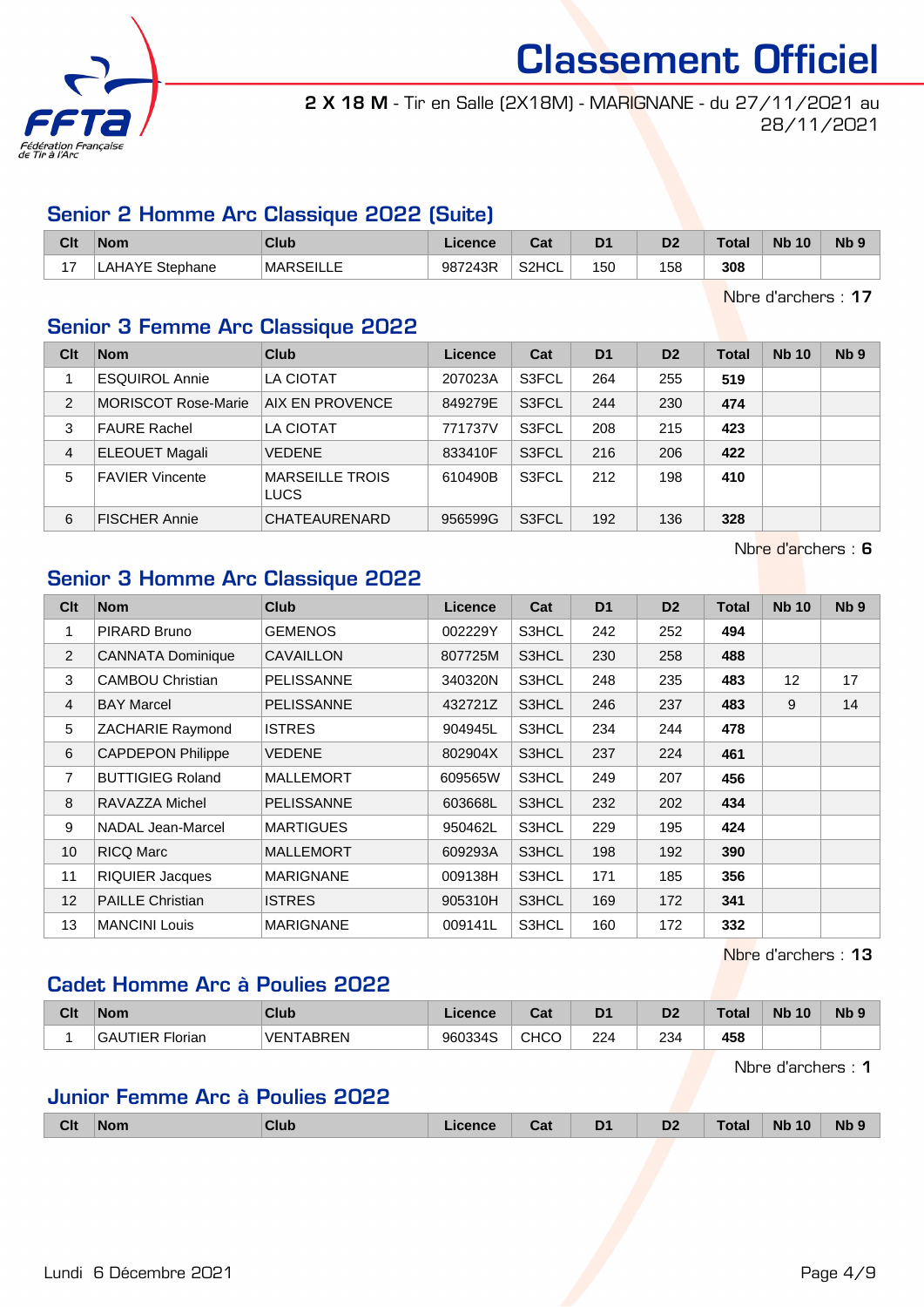# Classement Officiel

**2 X 18 M** - Tir en Salle (2X18M) - MARIGNANE - du 27/11/2021 au 28/11/2021

## Senior 2 Homme Arc Classique 2022 (Suite)

| Clt | Nom | Club | Licence | Cat | D1 | D2 | Total | Nb 10 | Nb 9 |
|---|---|---|---|---|---|---|---|---|---|
| 17 | LAHAYE Stephane | MARSEILLE | 987243R | S2HCL | 150 | 158 | **308** | | |

Nbre d'archers : **17**

## Senior 3 Femme Arc Classique 2022

| Clt | Nom | Club | Licence | Cat | D1 | D2 | Total | Nb 10 | Nb 9 |
|---|---|---|---|---|---|---|---|---|---|
| 1 | ESQUIROL Annie | LA CIOTAT | 207023A | S3FCL | 264 | 255 | **519** | | |
| 2 | MORISCOT Rose-Marie | AIX EN PROVENCE | 849279E | S3FCL | 244 | 230 | **474** | | |
| 3 | FAURE Rachel | LA CIOTAT | 771737V | S3FCL | 208 | 215 | **423** | | |
| 4 | ELEOUET Magali | VEDENE | 833410F | S3FCL | 216 | 206 | **422** | | |
| 5 | FAVIER Vincente | MARSEILLE TROIS LUCS | 610490B | S3FCL | 212 | 198 | **410** | | |
| 6 | FISCHER Annie | CHATEAURENARD | 956599G | S3FCL | 192 | 136 | **328** | | |

Nbre d'archers : **6**

## Senior 3 Homme Arc Classique 2022

| Clt | Nom | Club | Licence | Cat | D1 | D2 | Total | Nb 10 | Nb 9 |
|---|---|---|---|---|---|---|---|---|---|
| 1 | PIRARD Bruno | GEMENOS | 002229Y | S3HCL | 242 | 252 | **494** | | |
| 2 | CANNATA Dominique | CAVAILLON | 807725M | S3HCL | 230 | 258 | **488** | | |
| 3 | CAMBOU Christian | PELISSANNE | 340320N | S3HCL | 248 | 235 | **483** | 12 | 17 |
| 4 | BAY Marcel | PELISSANNE | 432721Z | S3HCL | 246 | 237 | **483** | 9 | 14 |
| 5 | ZACHARIE Raymond | ISTRES | 904945L | S3HCL | 234 | 244 | **478** | | |
| 6 | CAPDEPON Philippe | VEDENE | 802904X | S3HCL | 237 | 224 | **461** | | |
| 7 | BUTTIGIEG Roland | MALLEMORT | 609565W | S3HCL | 249 | 207 | **456** | | |
| 8 | RAVAZZA Michel | PELISSANNE | 603668L | S3HCL | 232 | 202 | **434** | | |
| 9 | NADAL Jean-Marcel | MARTIGUES | 950462L | S3HCL | 229 | 195 | **424** | | |
| 10 | RICQ Marc | MALLEMORT | 609293A | S3HCL | 198 | 192 | **390** | | |
| 11 | RIQUIER Jacques | MARIGNANE | 009138H | S3HCL | 171 | 185 | **356** | | |
| 12 | PAILLE Christian | ISTRES | 905310H | S3HCL | 169 | 172 | **341** | | |
| 13 | MANCINI Louis | MARIGNANE | 009141L | S3HCL | 160 | 172 | **332** | | |

Nbre d'archers : **13**

## Cadet Homme Arc à Poulies 2022

| Clt | Nom | Club | Licence | Cat | D1 | D2 | Total | Nb 10 | Nb 9 |
|---|---|---|---|---|---|---|---|---|---|
| 1 | GAUTIER Florian | VENTABREN | 960334S | CHCO | 224 | 234 | **458** | | |

Nbre d'archers : **1**

## Junior Femme Arc à Poulies 2022

| Clt | Nom | Club | Licence | Cat | D1 | D2 | Total | Nb 10 | Nb 9 |
|---|---|---|---|---|---|---|---|---|---|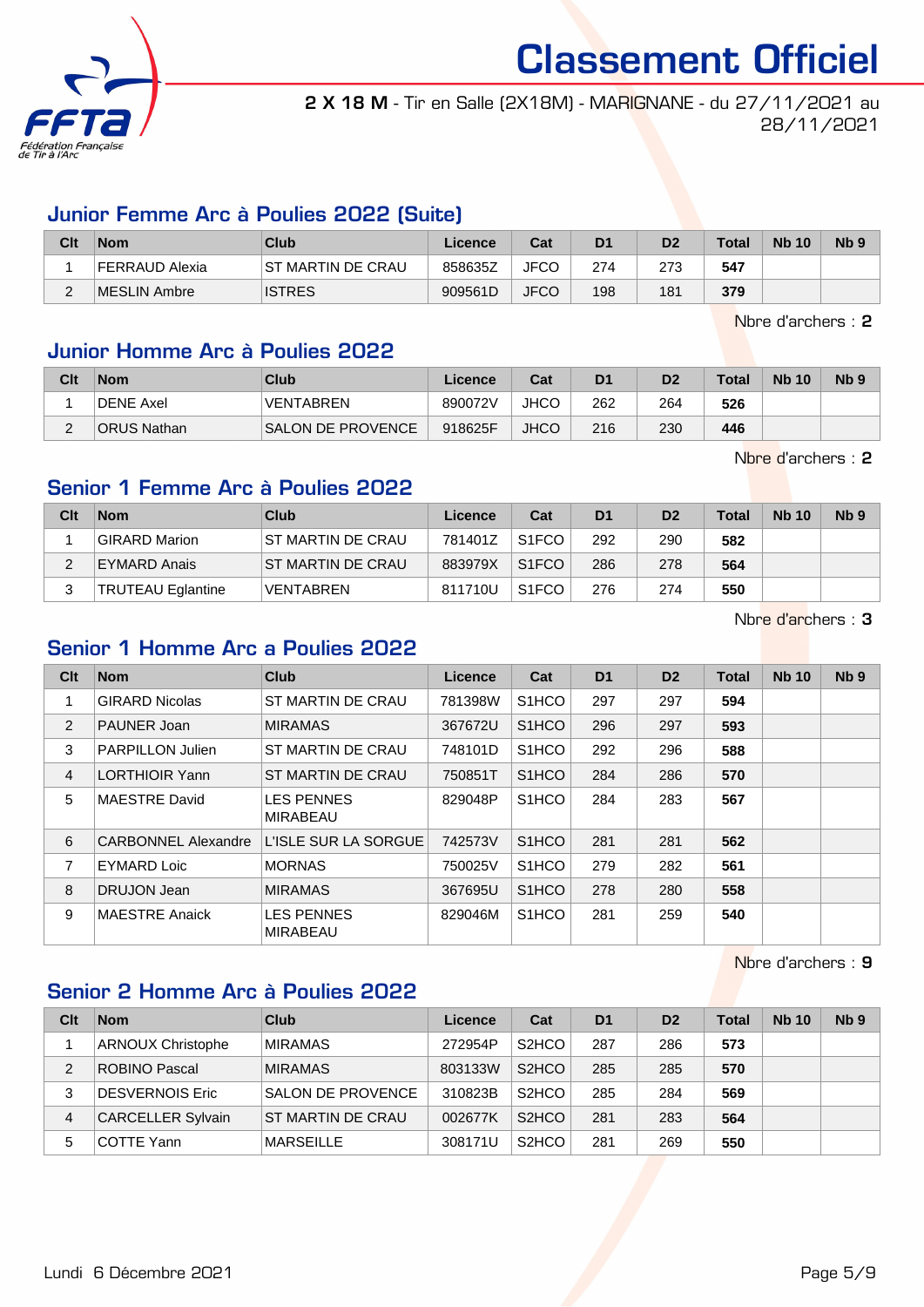# Classement Officiel

**2 X 18 M** - Tir en Salle (2X18M) - MARIGNANE - du 27/11/2021 au 28/11/2021

## Junior Femme Arc à Poulies 2022 (Suite)

| Clt | Nom | Club | Licence | Cat | D1 | D2 | Total | Nb 10 | Nb 9 |
|---|---|---|---|---|---|---|---|---|---|
| 1 | FERRAUD Alexia | ST MARTIN DE CRAU | 858635Z | JFCO | 274 | 273 | **547** | | |
| 2 | MESLIN Ambre | ISTRES | 909561D | JFCO | 198 | 181 | **379** | | |

Nbre d'archers : **2**

## Junior Homme Arc à Poulies 2022

| Clt | Nom | Club | Licence | Cat | D1 | D2 | Total | Nb 10 | Nb 9 |
|---|---|---|---|---|---|---|---|---|---|
| 1 | DENE Axel | VENTABREN | 890072V | JHCO | 262 | 264 | **526** | | |
| 2 | ORUS Nathan | SALON DE PROVENCE | 918625F | JHCO | 216 | 230 | **446** | | |

Nbre d'archers : **2**

## Senior 1 Femme Arc à Poulies 2022

| Clt | Nom | Club | Licence | Cat | D1 | D2 | Total | Nb 10 | Nb 9 |
|---|---|---|---|---|---|---|---|---|---|
| 1 | GIRARD Marion | ST MARTIN DE CRAU | 781401Z | S1FCO | 292 | 290 | **582** | | |
| 2 | EYMARD Anais | ST MARTIN DE CRAU | 883979X | S1FCO | 286 | 278 | **564** | | |
| 3 | TRUTEAU Eglantine | VENTABREN | 811710U | S1FCO | 276 | 274 | **550** | | |

Nbre d'archers : **3**

## Senior 1 Homme Arc a Poulies 2022

| Clt | Nom | Club | Licence | Cat | D1 | D2 | Total | Nb 10 | Nb 9 |
|---|---|---|---|---|---|---|---|---|---|
| 1 | GIRARD Nicolas | ST MARTIN DE CRAU | 781398W | S1HCO | 297 | 297 | **594** | | |
| 2 | PAUNER Joan | MIRAMAS | 367672U | S1HCO | 296 | 297 | **593** | | |
| 3 | PARPILLON Julien | ST MARTIN DE CRAU | 748101D | S1HCO | 292 | 296 | **588** | | |
| 4 | LORTHIOIR Yann | ST MARTIN DE CRAU | 750851T | S1HCO | 284 | 286 | **570** | | |
| 5 | MAESTRE David | LES PENNES MIRABEAU | 829048P | S1HCO | 284 | 283 | **567** | | |
| 6 | CARBONNEL Alexandre | L'ISLE SUR LA SORGUE | 742573V | S1HCO | 281 | 281 | **562** | | |
| 7 | EYMARD Loic | MORNAS | 750025V | S1HCO | 279 | 282 | **561** | | |
| 8 | DRUJON Jean | MIRAMAS | 367695U | S1HCO | 278 | 280 | **558** | | |
| 9 | MAESTRE Anaick | LES PENNES MIRABEAU | 829046M | S1HCO | 281 | 259 | **540** | | |

Nbre d'archers : **9**

## Senior 2 Homme Arc à Poulies 2022

| Clt | Nom | Club | Licence | Cat | D1 | D2 | Total | Nb 10 | Nb 9 |
|---|---|---|---|---|---|---|---|---|---|
| 1 | ARNOUX Christophe | MIRAMAS | 272954P | S2HCO | 287 | 286 | **573** | | |
| 2 | ROBINO Pascal | MIRAMAS | 803133W | S2HCO | 285 | 285 | **570** | | |
| 3 | DESVERNOIS Eric | SALON DE PROVENCE | 310823B | S2HCO | 285 | 284 | **569** | | |
| 4 | CARCELLER Sylvain | ST MARTIN DE CRAU | 002677K | S2HCO | 281 | 283 | **564** | | |
| 5 | COTTE Yann | MARSEILLE | 308171U | S2HCO | 281 | 269 | **550** | | |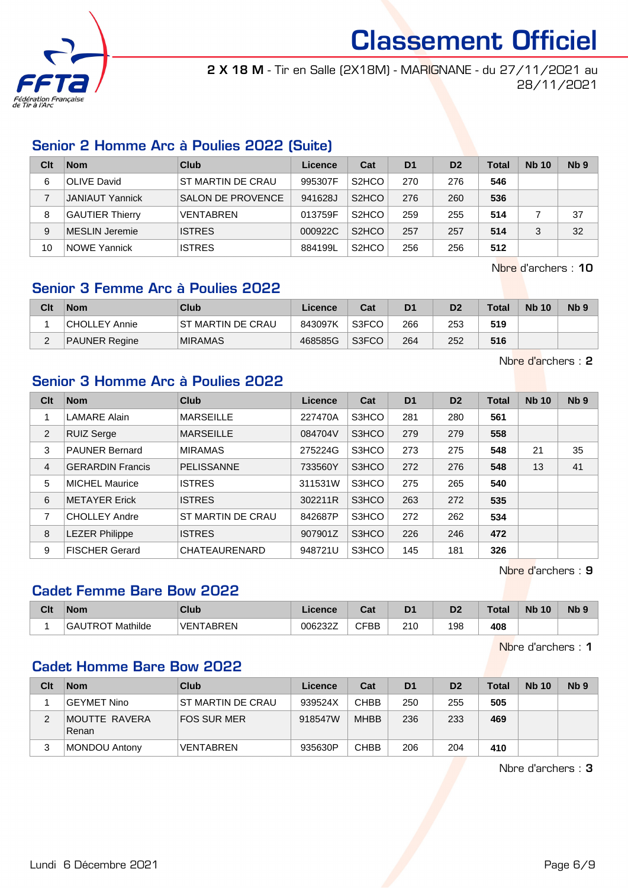# Classement Officiel

**2 X 18 M** - Tir en Salle (2X18M) - MARIGNANE - du 27/11/2021 au 28/11/2021

## Senior 2 Homme Arc à Poulies 2022 (Suite)

| Clt | Nom | Club | Licence | Cat | D1 | D2 | Total | Nb 10 | Nb 9 |
|---|---|---|---|---|---|---|---|---|---|
| 6 | OLIVE David | ST MARTIN DE CRAU | 995307F | S2HCO | 270 | 276 | **546** | | |
| 7 | JANIAUT Yannick | SALON DE PROVENCE | 941628J | S2HCO | 276 | 260 | **536** | | |
| 8 | GAUTIER Thierry | VENTABREN | 013759F | S2HCO | 259 | 255 | **514** | 7 | 37 |
| 9 | MESLIN Jeremie | ISTRES | 000922C | S2HCO | 257 | 257 | **514** | 3 | 32 |
| 10 | NOWE Yannick | ISTRES | 884199L | S2HCO | 256 | 256 | **512** | | |

Nbre d'archers : **10**

## Senior 3 Femme Arc à Poulies 2022

| Clt | Nom | Club | Licence | Cat | D1 | D2 | Total | Nb 10 | Nb 9 |
|---|---|---|---|---|---|---|---|---|---|
| 1 | CHOLLEY Annie | ST MARTIN DE CRAU | 843097K | S3FCO | 266 | 253 | **519** | | |
| 2 | PAUNER Regine | MIRAMAS | 468585G | S3FCO | 264 | 252 | **516** | | |

Nbre d'archers : **2**

## Senior 3 Homme Arc à Poulies 2022

| Clt | Nom | Club | Licence | Cat | D1 | D2 | Total | Nb 10 | Nb 9 |
|---|---|---|---|---|---|---|---|---|---|
| 1 | LAMARE Alain | MARSEILLE | 227470A | S3HCO | 281 | 280 | **561** | | |
| 2 | RUIZ Serge | MARSEILLE | 084704V | S3HCO | 279 | 279 | **558** | | |
| 3 | PAUNER Bernard | MIRAMAS | 275224G | S3HCO | 273 | 275 | **548** | 21 | 35 |
| 4 | GERARDIN Francis | PELISSANNE | 733560Y | S3HCO | 272 | 276 | **548** | 13 | 41 |
| 5 | MICHEL Maurice | ISTRES | 311531W | S3HCO | 275 | 265 | **540** | | |
| 6 | METAYER Erick | ISTRES | 302211R | S3HCO | 263 | 272 | **535** | | |
| 7 | CHOLLEY Andre | ST MARTIN DE CRAU | 842687P | S3HCO | 272 | 262 | **534** | | |
| 8 | LEZER Philippe | ISTRES | 907901Z | S3HCO | 226 | 246 | **472** | | |
| 9 | FISCHER Gerard | CHATEAURENARD | 948721U | S3HCO | 145 | 181 | **326** | | |

Nbre d'archers : **9**

## Cadet Femme Bare Bow 2022

| Clt | Nom | Club | Licence | Cat | D1 | D2 | Total | Nb 10 | Nb 9 |
|---|---|---|---|---|---|---|---|---|---|
| 1 | GAUTROT Mathilde | VENTABREN | 006232Z | CFBB | 210 | 198 | **408** | | |

Nbre d'archers : **1**

## Cadet Homme Bare Bow 2022

| Clt | Nom | Club | Licence | Cat | D1 | D2 | Total | Nb 10 | Nb 9 |
|---|---|---|---|---|---|---|---|---|---|
| 1 | GEYMET Nino | ST MARTIN DE CRAU | 939524X | CHBB | 250 | 255 | **505** | | |
| 2 | MOUTTE RAVERA Renan | FOS SUR MER | 918547W | MHBB | 236 | 233 | **469** | | |
| 3 | MONDOU Antony | VENTABREN | 935630P | CHBB | 206 | 204 | **410** | | |

Nbre d'archers : **3**

Lundi 6 Décembre 2021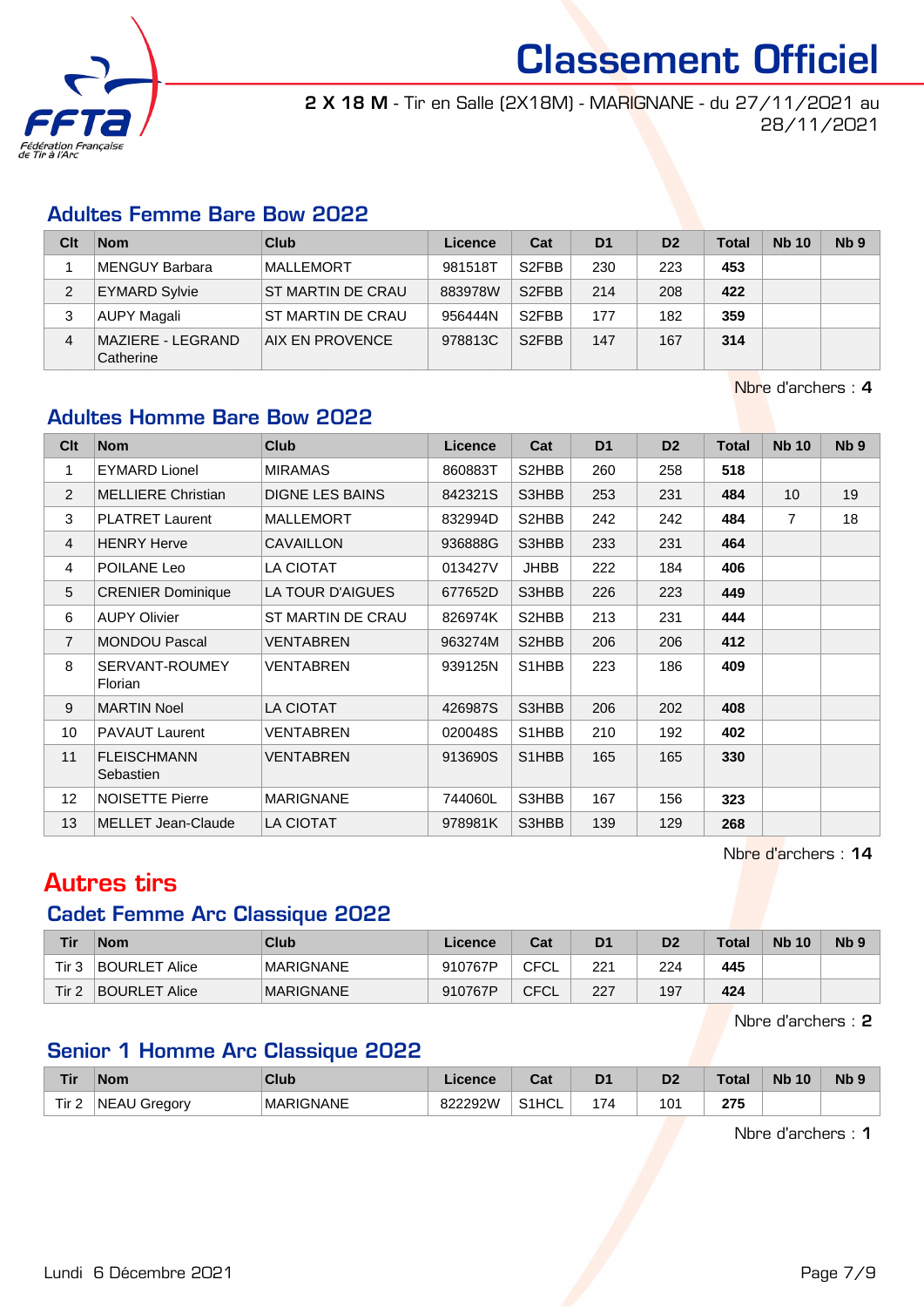# Classement Officiel

**2 X 18 M** - Tir en Salle (2X18M) - MARIGNANE - du 27/11/2021 au 28/11/2021

## Adultes Femme Bare Bow 2022

| Clt | Nom | Club | Licence | Cat | D1 | D2 | Total | Nb 10 | Nb 9 |
|---|---|---|---|---|---|---|---|---|---|
| 1 | MENGUY Barbara | MALLEMORT | 981518T | S2FBB | 230 | 223 | **453** | | |
| 2 | EYMARD Sylvie | ST MARTIN DE CRAU | 883978W | S2FBB | 214 | 208 | **422** | | |
| 3 | AUPY Magali | ST MARTIN DE CRAU | 956444N | S2FBB | 177 | 182 | **359** | | |
| 4 | MAZIERE - LEGRAND Catherine | AIX EN PROVENCE | 978813C | S2FBB | 147 | 167 | **314** | | |

Nbre d'archers : **4**

## Adultes Homme Bare Bow 2022

| Clt | Nom | Club | Licence | Cat | D1 | D2 | Total | Nb 10 | Nb 9 |
|---|---|---|---|---|---|---|---|---|---|
| 1 | EYMARD Lionel | MIRAMAS | 860883T | S2HBB | 260 | 258 | **518** | | |
| 2 | MELLIERE Christian | DIGNE LES BAINS | 842321S | S3HBB | 253 | 231 | **484** | 10 | 19 |
| 3 | PLATRET Laurent | MALLEMORT | 832994D | S2HBB | 242 | 242 | **484** | 7 | 18 |
| 4 | HENRY Herve | CAVAILLON | 936888G | S3HBB | 233 | 231 | **464** | | |
| 4 | POILANE Leo | LA CIOTAT | 013427V | JHBB | 222 | 184 | **406** | | |
| 5 | CRENIER Dominique | LA TOUR D'AIGUES | 677652D | S3HBB | 226 | 223 | **449** | | |
| 6 | AUPY Olivier | ST MARTIN DE CRAU | 826974K | S2HBB | 213 | 231 | **444** | | |
| 7 | MONDOU Pascal | VENTABREN | 963274M | S2HBB | 206 | 206 | **412** | | |
| 8 | SERVANT-ROUMEY Florian | VENTABREN | 939125N | S1HBB | 223 | 186 | **409** | | |
| 9 | MARTIN Noel | LA CIOTAT | 426987S | S3HBB | 206 | 202 | **408** | | |
| 10 | PAVAUT Laurent | VENTABREN | 020048S | S1HBB | 210 | 192 | **402** | | |
| 11 | FLEISCHMANN Sebastien | VENTABREN | 913690S | S1HBB | 165 | 165 | **330** | | |
| 12 | NOISETTE Pierre | MARIGNANE | 744060L | S3HBB | 167 | 156 | **323** | | |
| 13 | MELLET Jean-Claude | LA CIOTAT | 978981K | S3HBB | 139 | 129 | **268** | | |

Nbre d'archers : **14**

# Autres tirs

## Cadet Femme Arc Classique 2022

| Tir | Nom | Club | Licence | Cat | D1 | D2 | Total | Nb 10 | Nb 9 |
|---|---|---|---|---|---|---|---|---|---|
| Tir 3 | BOURLET Alice | MARIGNANE | 910767P | CFCL | 221 | 224 | **445** | | |
| Tir 2 | BOURLET Alice | MARIGNANE | 910767P | CFCL | 227 | 197 | **424** | | |

Nbre d'archers : **2**

## Senior 1 Homme Arc Classique 2022

| Tir | Nom | Club | Licence | Cat | D1 | D2 | Total | Nb 10 | Nb 9 |
|---|---|---|---|---|---|---|---|---|---|
| Tir 2 | NEAU Gregory | MARIGNANE | 822292W | S1HCL | 174 | 101 | **275** | | |

Nbre d'archers : **1**

Lundi 6 Décembre 2021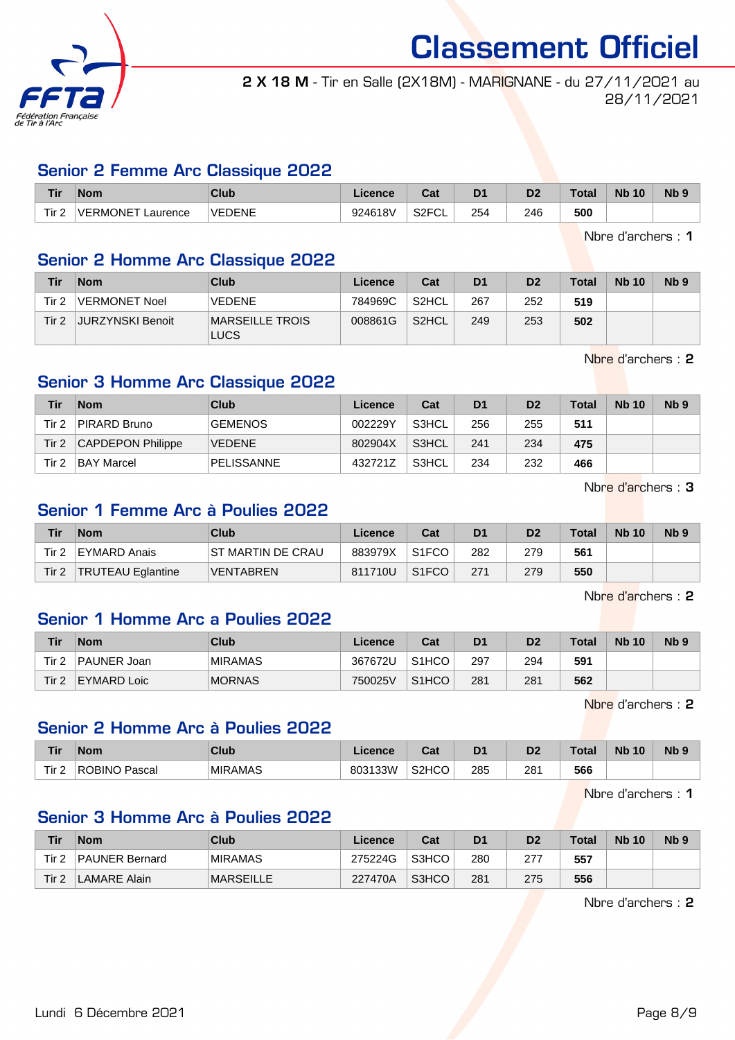# Classement Officiel

**2 X 18 M** - Tir en Salle (2X18M) - MARIGNANE - du 27/11/2021 au 28/11/2021

## Senior 2 Femme Arc Classique 2022

| Tir | Nom | Club | Licence | Cat | D1 | D2 | Total | Nb 10 | Nb 9 |
|---|---|---|---|---|---|---|---|---|---|
| Tir 2 | VERMONET Laurence | VEDENE | 924618V | S2FCL | 254 | 246 | **500** | | |

Nbre d'archers : **1**

## Senior 2 Homme Arc Classique 2022

| Tir | Nom | Club | Licence | Cat | D1 | D2 | Total | Nb 10 | Nb 9 |
|---|---|---|---|---|---|---|---|---|---|
| Tir 2 | VERMONET Noel | VEDENE | 784969C | S2HCL | 267 | 252 | **519** | | |
| Tir 2 | JURZYNSKI Benoit | MARSEILLE TROIS LUCS | 008861G | S2HCL | 249 | 253 | **502** | | |

Nbre d'archers : **2**

## Senior 3 Homme Arc Classique 2022

| Tir | Nom | Club | Licence | Cat | D1 | D2 | Total | Nb 10 | Nb 9 |
|---|---|---|---|---|---|---|---|---|---|
| Tir 2 | PIRARD Bruno | GEMENOS | 002229Y | S3HCL | 256 | 255 | **511** | | |
| Tir 2 | CAPDEPON Philippe | VEDENE | 802904X | S3HCL | 241 | 234 | **475** | | |
| Tir 2 | BAY Marcel | PELISSANNE | 432721Z | S3HCL | 234 | 232 | **466** | | |

Nbre d'archers : **3**

## Senior 1 Femme Arc à Poulies 2022

| Tir | Nom | Club | Licence | Cat | D1 | D2 | Total | Nb 10 | Nb 9 |
|---|---|---|---|---|---|---|---|---|---|
| Tir 2 | EYMARD Anais | ST MARTIN DE CRAU | 883979X | S1FCO | 282 | 279 | **561** | | |
| Tir 2 | TRUTEAU Eglantine | VENTABREN | 811710U | S1FCO | 271 | 279 | **550** | | |

Nbre d'archers : **2**

## Senior 1 Homme Arc a Poulies 2022

| Tir | Nom | Club | Licence | Cat | D1 | D2 | Total | Nb 10 | Nb 9 |
|---|---|---|---|---|---|---|---|---|---|
| Tir 2 | PAUNER Joan | MIRAMAS | 367672U | S1HCO | 297 | 294 | **591** | | |
| Tir 2 | EYMARD Loic | MORNAS | 750025V | S1HCO | 281 | 281 | **562** | | |

Nbre d'archers : **2**

## Senior 2 Homme Arc à Poulies 2022

| Tir | Nom | Club | Licence | Cat | D1 | D2 | Total | Nb 10 | Nb 9 |
|---|---|---|---|---|---|---|---|---|---|
| Tir 2 | ROBINO Pascal | MIRAMAS | 803133W | S2HCO | 285 | 281 | **566** | | |

Nbre d'archers : **1**

## Senior 3 Homme Arc à Poulies 2022

| Tir | Nom | Club | Licence | Cat | D1 | D2 | Total | Nb 10 | Nb 9 |
|---|---|---|---|---|---|---|---|---|---|
| Tir 2 | PAUNER Bernard | MIRAMAS | 275224G | S3HCO | 280 | 277 | **557** | | |
| Tir 2 | LAMARE Alain | MARSEILLE | 227470A | S3HCO | 281 | 275 | **556** | | |

Nbre d'archers : **2**

Lundi 6 Décembre 2021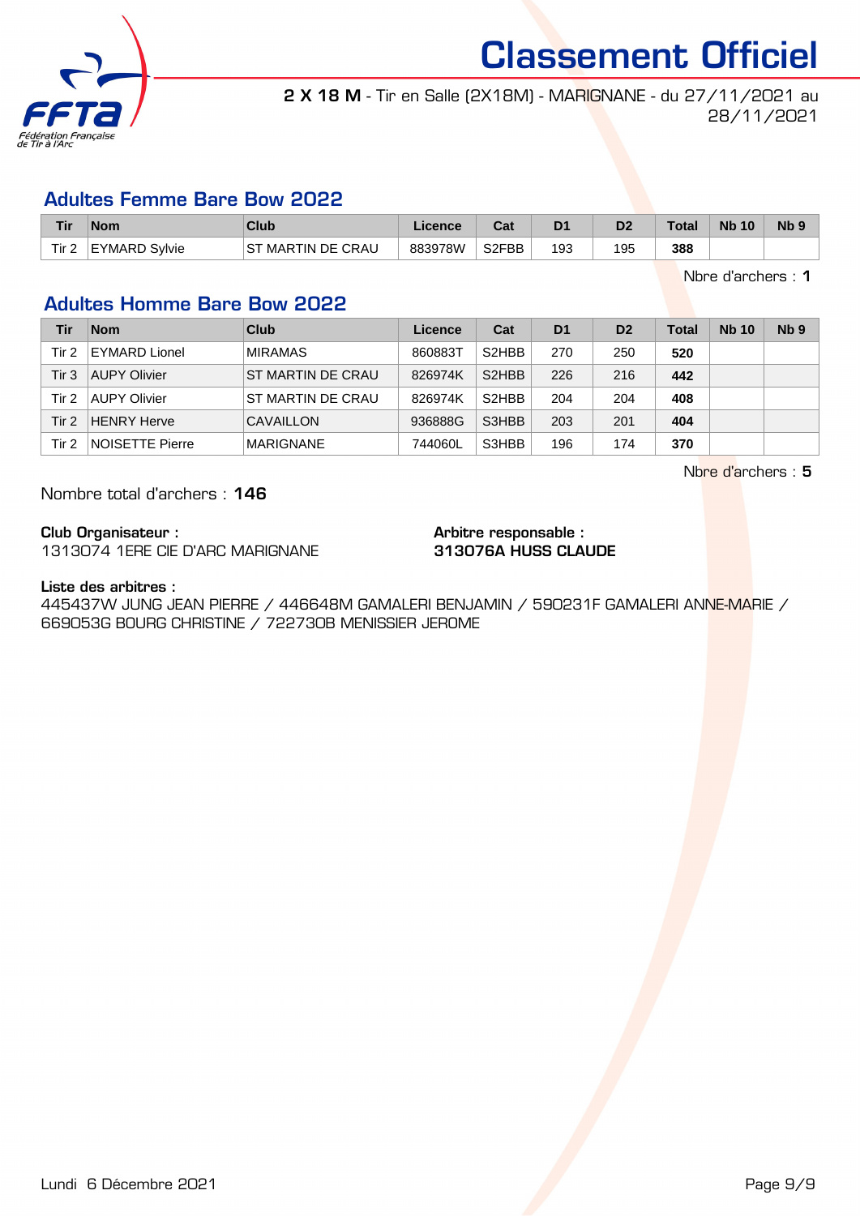# Classement Officiel

**2 X 18 M** - Tir en Salle (2X18M) - MARIGNANE - du 27/11/2021 au 28/11/2021

## Adultes Femme Bare Bow 2022

| Tir | Nom | Club | Licence | Cat | D1 | D2 | Total | Nb 10 | Nb 9 |
|---|---|---|---|---|---|---|---|---|---|
| Tir 2 | EYMARD Sylvie | ST MARTIN DE CRAU | 883978W | S2FBB | 193 | 195 | **388** | | |

Nbre d'archers : **1**

## Adultes Homme Bare Bow 2022

| Tir | Nom | Club | Licence | Cat | D1 | D2 | Total | Nb 10 | Nb 9 |
|---|---|---|---|---|---|---|---|---|---|
| Tir 2 | EYMARD Lionel | MIRAMAS | 860883T | S2HBB | 270 | 250 | **520** | | |
| Tir 3 | AUPY Olivier | ST MARTIN DE CRAU | 826974K | S2HBB | 226 | 216 | **442** | | |
| Tir 2 | AUPY Olivier | ST MARTIN DE CRAU | 826974K | S2HBB | 204 | 204 | **408** | | |
| Tir 2 | HENRY Herve | CAVAILLON | 936888G | S3HBB | 203 | 201 | **404** | | |
| Tir 2 | NOISETTE Pierre | MARIGNANE | 744060L | S3HBB | 196 | 174 | **370** | | |

Nbre d'archers : **5**

Nombre total d'archers : **146**

**Club Organisateur :**
1313074 1ERE CIE D'ARC MARIGNANE

**Arbitre responsable :**
**313076A HUSS CLAUDE**

**Liste des arbitres :**
445437W JUNG JEAN PIERRE / 446648M GAMALERI BENJAMIN / 590231F GAMALERI ANNE-MARIE / 669053G BOURG CHRISTINE / 722730B MENISSIER JEROME

Lundi 6 Décembre 2021